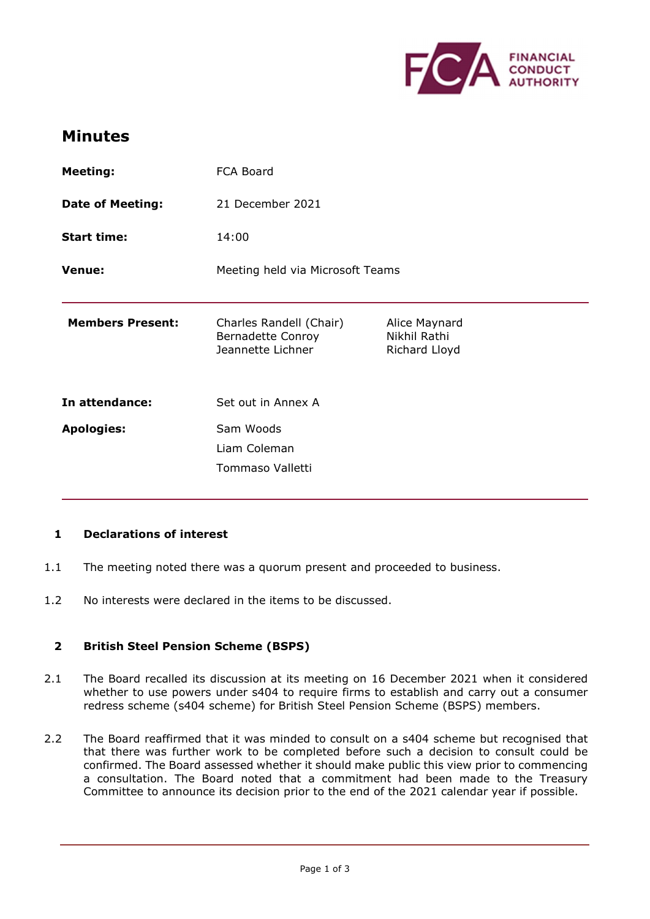# Minutes

| | | |
|---|---|---|
| **Meeting:** | FCA Board | |
| **Date of Meeting:** | 21 December 2021 | |
| **Start time:** | 14:00 | |
| **Venue:** | Meeting held via Microsoft Teams | |
| **Members Present:** | Charles Randell (Chair)<br>Bernadette Conroy<br>Jeannette Lichner | Alice Maynard<br>Nikhil Rathi<br>Richard Lloyd |
| **In attendance:** | Set out in Annex A | |
| **Apologies:** | Sam Woods<br>Liam Coleman<br>Tommaso Valletti | |

## 1 Declarations of interest

1.1 The meeting noted there was a quorum present and proceeded to business.

1.2 No interests were declared in the items to be discussed.

## 2 British Steel Pension Scheme (BSPS)

2.1 The Board recalled its discussion at its meeting on 16 December 2021 when it considered whether to use powers under s404 to require firms to establish and carry out a consumer redress scheme (s404 scheme) for British Steel Pension Scheme (BSPS) members.

2.2 The Board reaffirmed that it was minded to consult on a s404 scheme but recognised that that there was further work to be completed before such a decision to consult could be confirmed. The Board assessed whether it should make public this view prior to commencing a consultation. The Board noted that a commitment had been made to the Treasury Committee to announce its decision prior to the end of the 2021 calendar year if possible.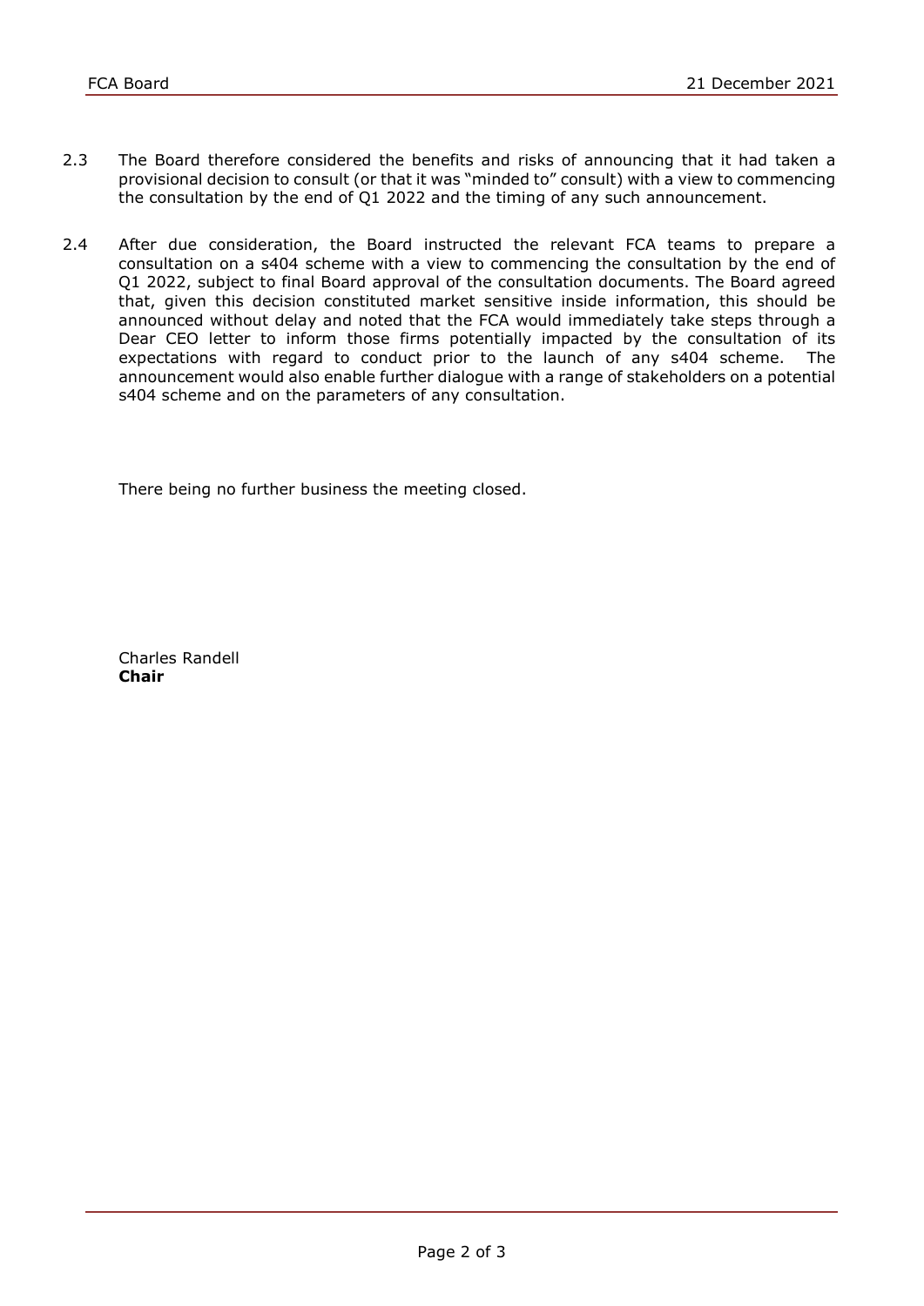2.3 The Board therefore considered the benefits and risks of announcing that it had taken a provisional decision to consult (or that it was "minded to" consult) with a view to commencing the consultation by the end of Q1 2022 and the timing of any such announcement.

2.4 After due consideration, the Board instructed the relevant FCA teams to prepare a consultation on a s404 scheme with a view to commencing the consultation by the end of Q1 2022, subject to final Board approval of the consultation documents. The Board agreed that, given this decision constituted market sensitive inside information, this should be announced without delay and noted that the FCA would immediately take steps through a Dear CEO letter to inform those firms potentially impacted by the consultation of its expectations with regard to conduct prior to the launch of any s404 scheme. The announcement would also enable further dialogue with a range of stakeholders on a potential s404 scheme and on the parameters of any consultation.

There being no further business the meeting closed.

Charles Randell
**Chair**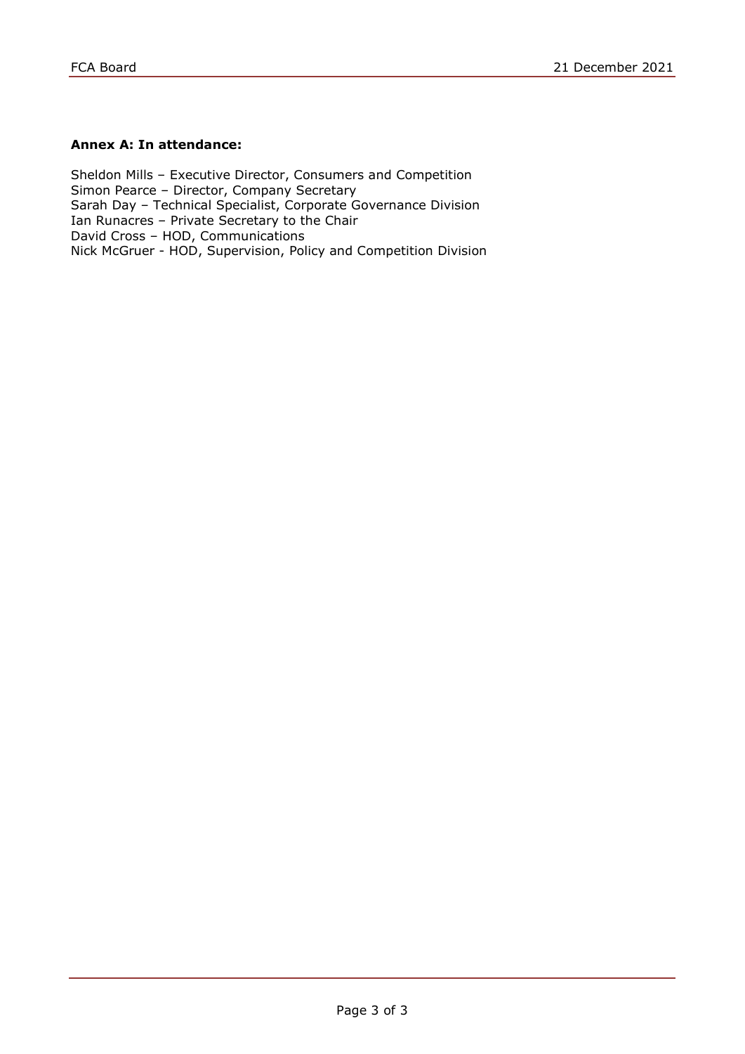**Annex A: In attendance:**

Sheldon Mills – Executive Director, Consumers and Competition
Simon Pearce – Director, Company Secretary
Sarah Day – Technical Specialist, Corporate Governance Division
Ian Runacres – Private Secretary to the Chair
David Cross – HOD, Communications
Nick McGruer - HOD, Supervision, Policy and Competition Division